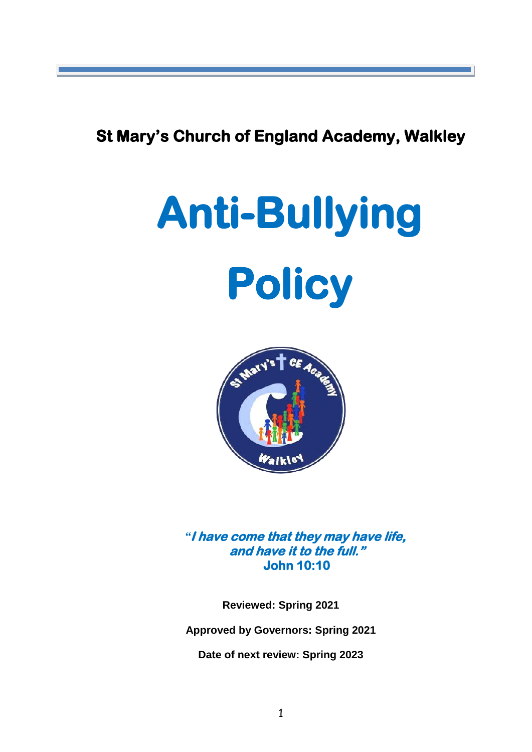**St Mary's Church of England Academy, Walkley**

# Anti-Bullying Policy

***"I have come that they may have life, and have it to the full."***
**John 10:10**

**Reviewed: Spring 2021**

**Approved by Governors: Spring 2021**

**Date of next review: Spring 2023**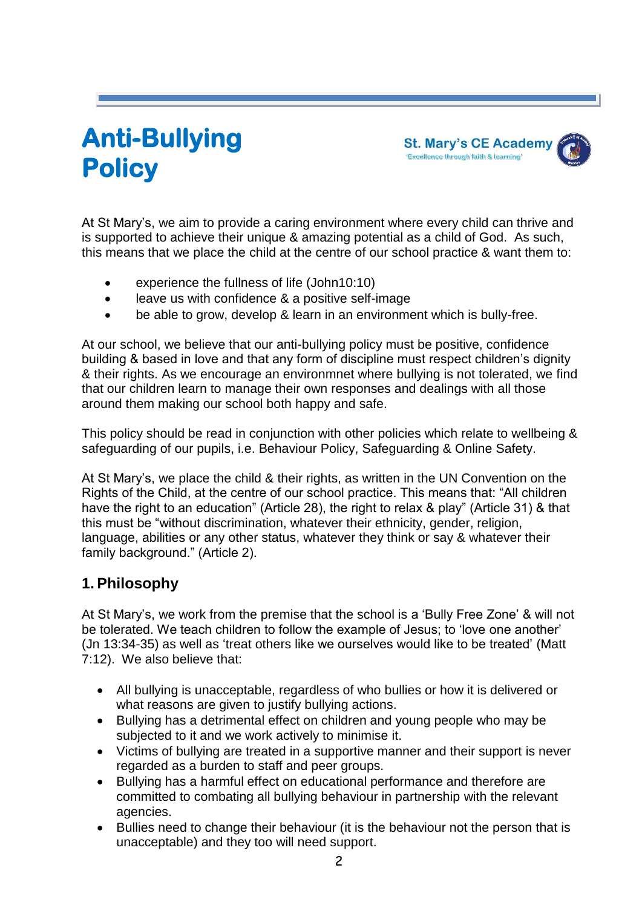# Anti-Bullying Policy

St. Mary's CE Academy
'Excellence through faith & learning'

At St Mary's, we aim to provide a caring environment where every child can thrive and is supported to achieve their unique & amazing potential as a child of God. As such, this means that we place the child at the centre of our school practice & want them to:

- experience the fullness of life (John10:10)
- leave us with confidence & a positive self-image
- be able to grow, develop & learn in an environment which is bully-free.

At our school, we believe that our anti-bullying policy must be positive, confidence building & based in love and that any form of discipline must respect children's dignity & their rights. As we encourage an environmnet where bullying is not tolerated, we find that our children learn to manage their own responses and dealings with all those around them making our school both happy and safe.

This policy should be read in conjunction with other policies which relate to wellbeing & safeguarding of our pupils, i.e. Behaviour Policy, Safeguarding & Online Safety.

At St Mary's, we place the child & their rights, as written in the UN Convention on the Rights of the Child, at the centre of our school practice. This means that: "All children have the right to an education" (Article 28), the right to relax & play" (Article 31) & that this must be "without discrimination, whatever their ethnicity, gender, religion, language, abilities or any other status, whatever they think or say & whatever their family background." (Article 2).

## 1. Philosophy

At St Mary's, we work from the premise that the school is a 'Bully Free Zone' & will not be tolerated. We teach children to follow the example of Jesus; to 'love one another' (Jn 13:34-35) as well as 'treat others like we ourselves would like to be treated' (Matt 7:12). We also believe that:

- All bullying is unacceptable, regardless of who bullies or how it is delivered or what reasons are given to justify bullying actions.
- Bullying has a detrimental effect on children and young people who may be subjected to it and we work actively to minimise it.
- Victims of bullying are treated in a supportive manner and their support is never regarded as a burden to staff and peer groups.
- Bullying has a harmful effect on educational performance and therefore are committed to combating all bullying behaviour in partnership with the relevant agencies.
- Bullies need to change their behaviour (it is the behaviour not the person that is unacceptable) and they too will need support.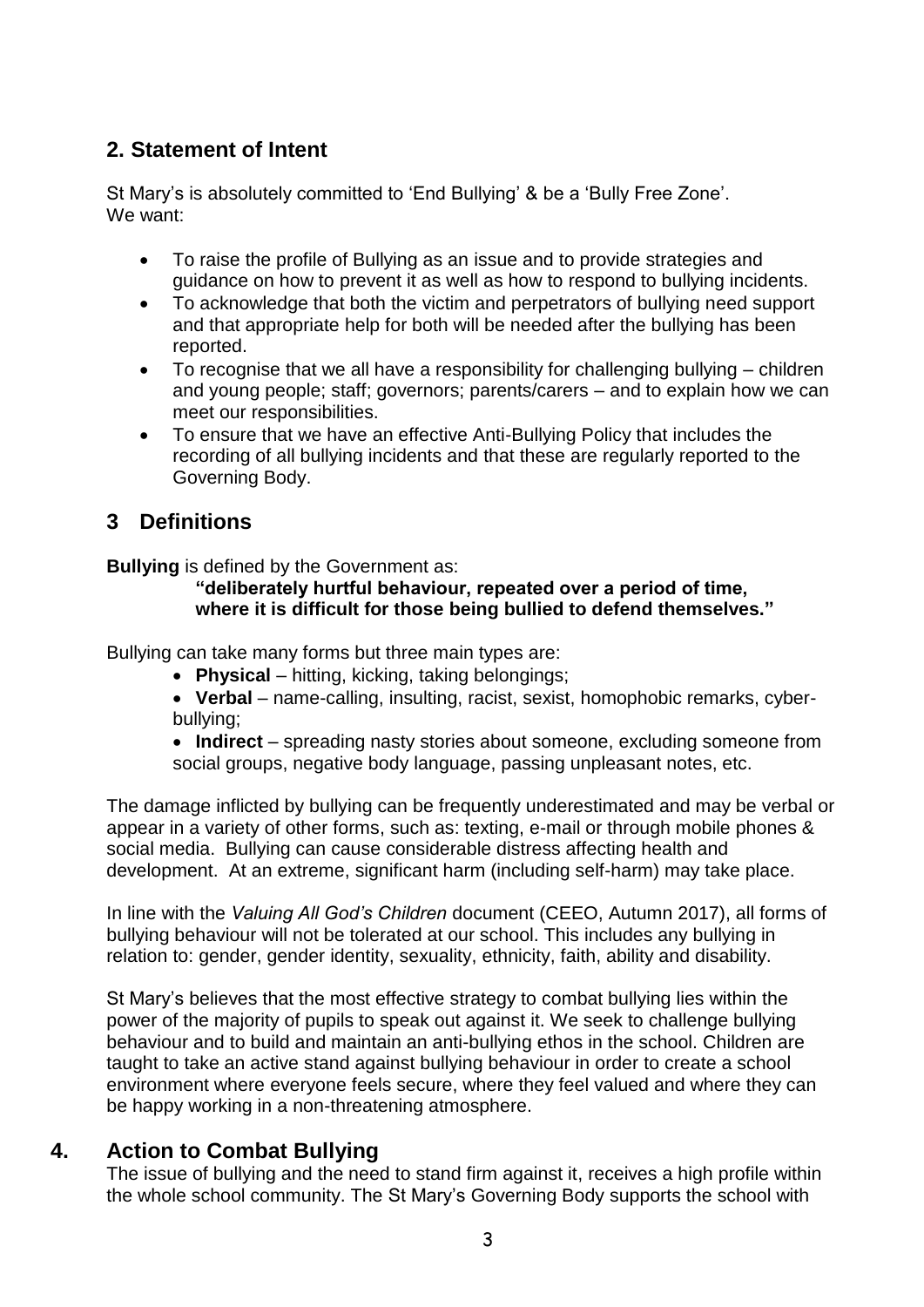## 2. Statement of Intent

St Mary's is absolutely committed to 'End Bullying' & be a 'Bully Free Zone'.
We want:

- To raise the profile of Bullying as an issue and to provide strategies and guidance on how to prevent it as well as how to respond to bullying incidents.
- To acknowledge that both the victim and perpetrators of bullying need support and that appropriate help for both will be needed after the bullying has been reported.
- To recognise that we all have a responsibility for challenging bullying – children and young people; staff; governors; parents/carers – and to explain how we can meet our responsibilities.
- To ensure that we have an effective Anti-Bullying Policy that includes the recording of all bullying incidents and that these are regularly reported to the Governing Body.

## 3 Definitions

**Bullying** is defined by the Government as:

> **"deliberately hurtful behaviour, repeated over a period of time, where it is difficult for those being bullied to defend themselves."**

Bullying can take many forms but three main types are:

- **Physical** – hitting, kicking, taking belongings;
- **Verbal** – name-calling, insulting, racist, sexist, homophobic remarks, cyber-bullying;
- **Indirect** – spreading nasty stories about someone, excluding someone from social groups, negative body language, passing unpleasant notes, etc.

The damage inflicted by bullying can be frequently underestimated and may be verbal or appear in a variety of other forms, such as: texting, e-mail or through mobile phones & social media. Bullying can cause considerable distress affecting health and development. At an extreme, significant harm (including self-harm) may take place.

In line with the *Valuing All God's Children* document (CEEO, Autumn 2017), all forms of bullying behaviour will not be tolerated at our school. This includes any bullying in relation to: gender, gender identity, sexuality, ethnicity, faith, ability and disability.

St Mary's believes that the most effective strategy to combat bullying lies within the power of the majority of pupils to speak out against it. We seek to challenge bullying behaviour and to build and maintain an anti-bullying ethos in the school. Children are taught to take an active stand against bullying behaviour in order to create a school environment where everyone feels secure, where they feel valued and where they can be happy working in a non-threatening atmosphere.

## 4. Action to Combat Bullying

The issue of bullying and the need to stand firm against it, receives a high profile within the whole school community. The St Mary's Governing Body supports the school with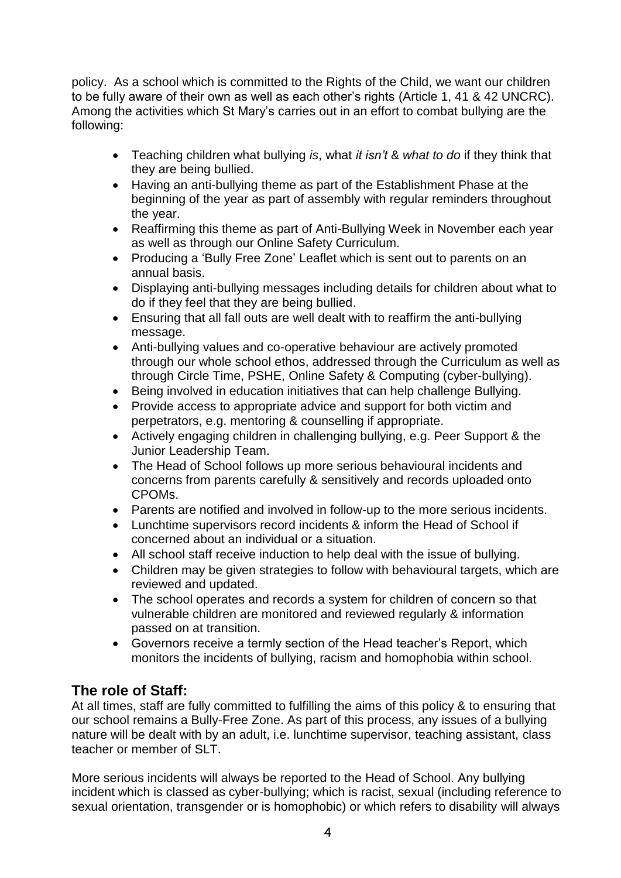policy. As a school which is committed to the Rights of the Child, we want our children to be fully aware of their own as well as each other's rights (Article 1, 41 & 42 UNCRC). Among the activities which St Mary's carries out in an effort to combat bullying are the following:

- Teaching children what bullying *is*, what *it isn't* & *what to do* if they think that they are being bullied.
- Having an anti-bullying theme as part of the Establishment Phase at the beginning of the year as part of assembly with regular reminders throughout the year.
- Reaffirming this theme as part of Anti-Bullying Week in November each year as well as through our Online Safety Curriculum.
- Producing a 'Bully Free Zone' Leaflet which is sent out to parents on an annual basis.
- Displaying anti-bullying messages including details for children about what to do if they feel that they are being bullied.
- Ensuring that all fall outs are well dealt with to reaffirm the anti-bullying message.
- Anti-bullying values and co-operative behaviour are actively promoted through our whole school ethos, addressed through the Curriculum as well as through Circle Time, PSHE, Online Safety & Computing (cyber-bullying).
- Being involved in education initiatives that can help challenge Bullying.
- Provide access to appropriate advice and support for both victim and perpetrators, e.g. mentoring & counselling if appropriate.
- Actively engaging children in challenging bullying, e.g. Peer Support & the Junior Leadership Team.
- The Head of School follows up more serious behavioural incidents and concerns from parents carefully & sensitively and records uploaded onto CPOMs.
- Parents are notified and involved in follow-up to the more serious incidents.
- Lunchtime supervisors record incidents & inform the Head of School if concerned about an individual or a situation.
- All school staff receive induction to help deal with the issue of bullying.
- Children may be given strategies to follow with behavioural targets, which are reviewed and updated.
- The school operates and records a system for children of concern so that vulnerable children are monitored and reviewed regularly & information passed on at transition.
- Governors receive a termly section of the Head teacher's Report, which monitors the incidents of bullying, racism and homophobia within school.

## The role of Staff:

At all times, staff are fully committed to fulfilling the aims of this policy & to ensuring that our school remains a Bully-Free Zone. As part of this process, any issues of a bullying nature will be dealt with by an adult, i.e. lunchtime supervisor, teaching assistant, class teacher or member of SLT.

More serious incidents will always be reported to the Head of School. Any bullying incident which is classed as cyber-bullying; which is racist, sexual (including reference to sexual orientation, transgender or is homophobic) or which refers to disability will always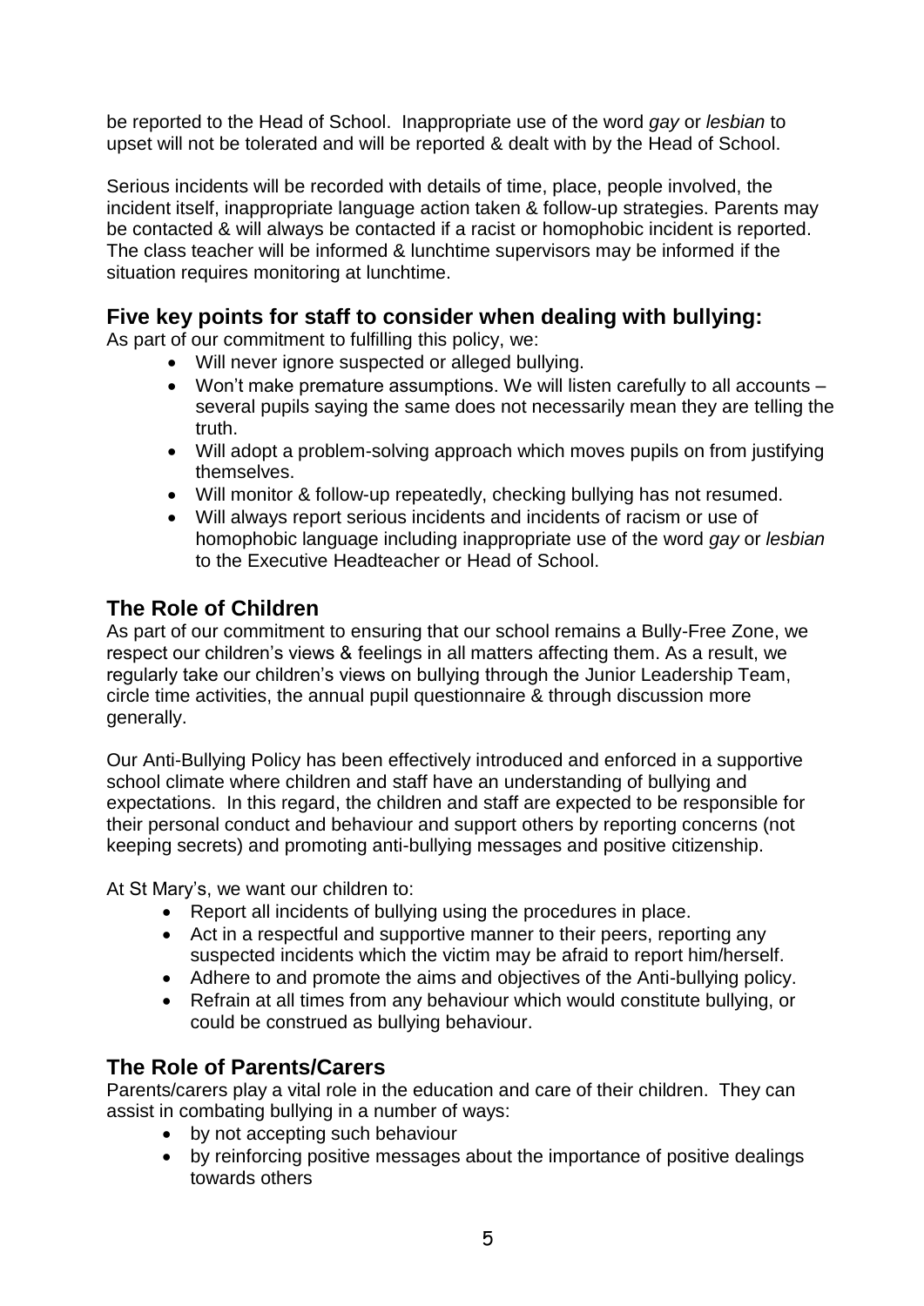be reported to the Head of School. Inappropriate use of the word *gay* or *lesbian* to upset will not be tolerated and will be reported & dealt with by the Head of School.

Serious incidents will be recorded with details of time, place, people involved, the incident itself, inappropriate language action taken & follow-up strategies. Parents may be contacted & will always be contacted if a racist or homophobic incident is reported. The class teacher will be informed & lunchtime supervisors may be informed if the situation requires monitoring at lunchtime.

## Five key points for staff to consider when dealing with bullying:

As part of our commitment to fulfilling this policy, we:

- Will never ignore suspected or alleged bullying.
- Won't make premature assumptions. We will listen carefully to all accounts – several pupils saying the same does not necessarily mean they are telling the truth.
- Will adopt a problem-solving approach which moves pupils on from justifying themselves.
- Will monitor & follow-up repeatedly, checking bullying has not resumed.
- Will always report serious incidents and incidents of racism or use of homophobic language including inappropriate use of the word *gay* or *lesbian* to the Executive Headteacher or Head of School.

## The Role of Children

As part of our commitment to ensuring that our school remains a Bully-Free Zone, we respect our children's views & feelings in all matters affecting them. As a result, we regularly take our children's views on bullying through the Junior Leadership Team, circle time activities, the annual pupil questionnaire & through discussion more generally.

Our Anti-Bullying Policy has been effectively introduced and enforced in a supportive school climate where children and staff have an understanding of bullying and expectations. In this regard, the children and staff are expected to be responsible for their personal conduct and behaviour and support others by reporting concerns (not keeping secrets) and promoting anti-bullying messages and positive citizenship.

At St Mary's, we want our children to:

- Report all incidents of bullying using the procedures in place.
- Act in a respectful and supportive manner to their peers, reporting any suspected incidents which the victim may be afraid to report him/herself.
- Adhere to and promote the aims and objectives of the Anti-bullying policy.
- Refrain at all times from any behaviour which would constitute bullying, or could be construed as bullying behaviour.

## The Role of Parents/Carers

Parents/carers play a vital role in the education and care of their children. They can assist in combating bullying in a number of ways:

- by not accepting such behaviour
- by reinforcing positive messages about the importance of positive dealings towards others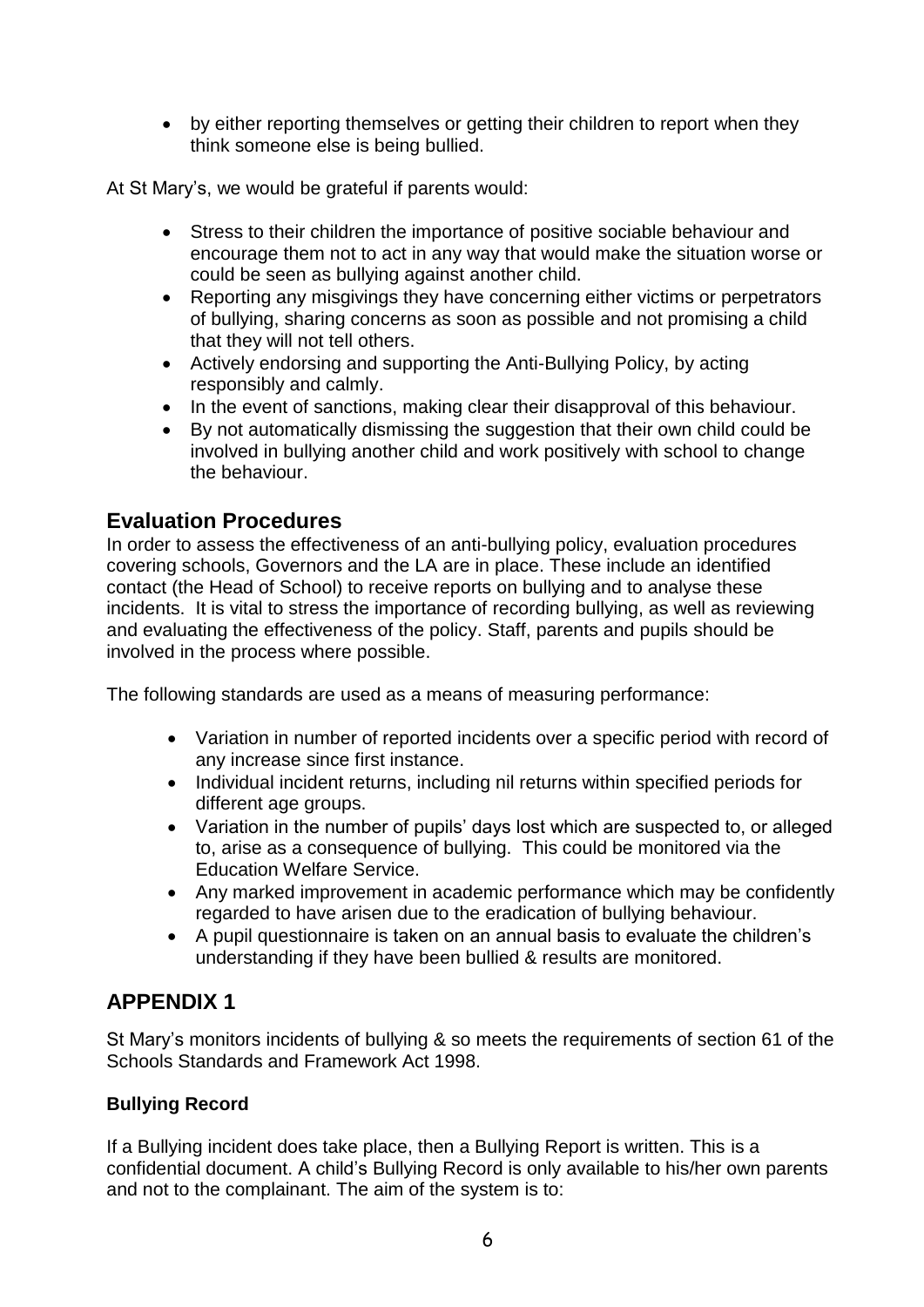- by either reporting themselves or getting their children to report when they think someone else is being bullied.

At St Mary's, we would be grateful if parents would:

- Stress to their children the importance of positive sociable behaviour and encourage them not to act in any way that would make the situation worse or could be seen as bullying against another child.
- Reporting any misgivings they have concerning either victims or perpetrators of bullying, sharing concerns as soon as possible and not promising a child that they will not tell others.
- Actively endorsing and supporting the Anti-Bullying Policy, by acting responsibly and calmly.
- In the event of sanctions, making clear their disapproval of this behaviour.
- By not automatically dismissing the suggestion that their own child could be involved in bullying another child and work positively with school to change the behaviour.

## Evaluation Procedures

In order to assess the effectiveness of an anti-bullying policy, evaluation procedures covering schools, Governors and the LA are in place. These include an identified contact (the Head of School) to receive reports on bullying and to analyse these incidents. It is vital to stress the importance of recording bullying, as well as reviewing and evaluating the effectiveness of the policy. Staff, parents and pupils should be involved in the process where possible.

The following standards are used as a means of measuring performance:

- Variation in number of reported incidents over a specific period with record of any increase since first instance.
- Individual incident returns, including nil returns within specified periods for different age groups.
- Variation in the number of pupils' days lost which are suspected to, or alleged to, arise as a consequence of bullying. This could be monitored via the Education Welfare Service.
- Any marked improvement in academic performance which may be confidently regarded to have arisen due to the eradication of bullying behaviour.
- A pupil questionnaire is taken on an annual basis to evaluate the children's understanding if they have been bullied & results are monitored.

## APPENDIX 1

St Mary's monitors incidents of bullying & so meets the requirements of section 61 of the Schools Standards and Framework Act 1998.

### Bullying Record

If a Bullying incident does take place, then a Bullying Report is written. This is a confidential document. A child's Bullying Record is only available to his/her own parents and not to the complainant. The aim of the system is to: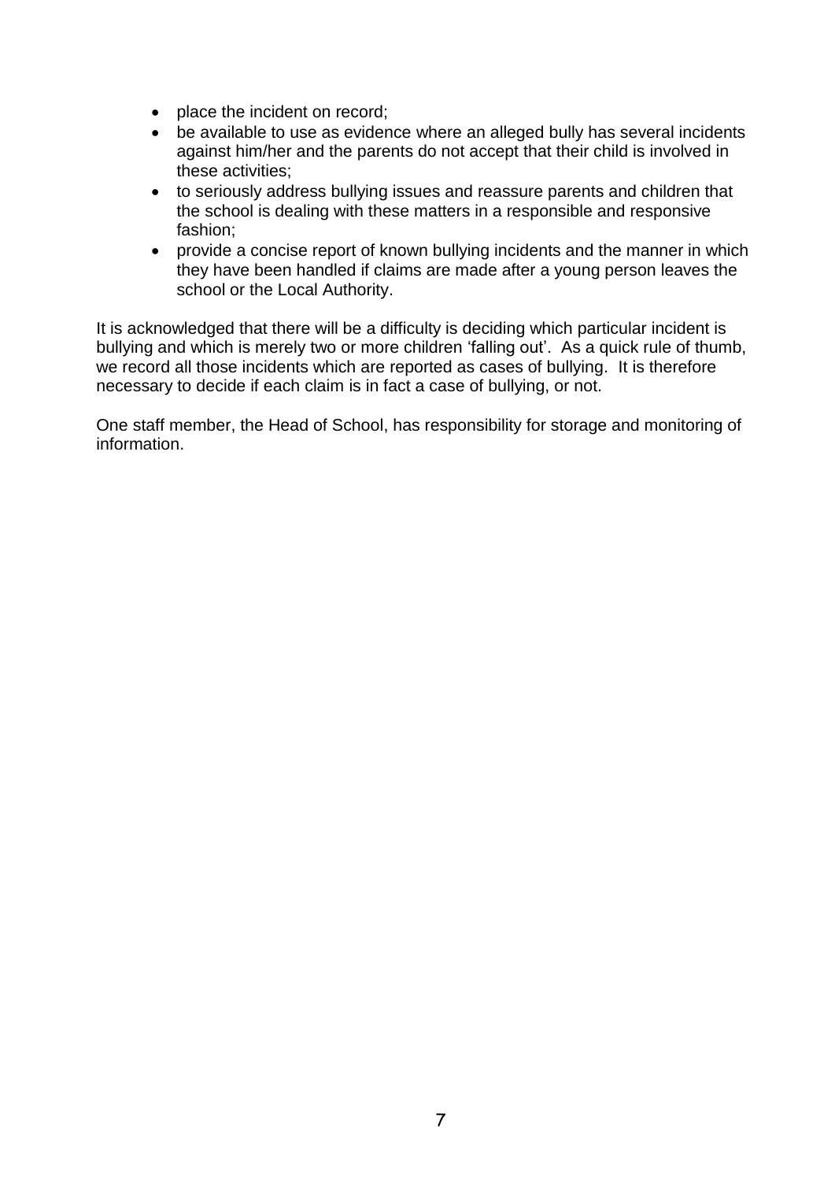- place the incident on record;
- be available to use as evidence where an alleged bully has several incidents against him/her and the parents do not accept that their child is involved in these activities;
- to seriously address bullying issues and reassure parents and children that the school is dealing with these matters in a responsible and responsive fashion;
- provide a concise report of known bullying incidents and the manner in which they have been handled if claims are made after a young person leaves the school or the Local Authority.

It is acknowledged that there will be a difficulty is deciding which particular incident is bullying and which is merely two or more children 'falling out'. As a quick rule of thumb, we record all those incidents which are reported as cases of bullying. It is therefore necessary to decide if each claim is in fact a case of bullying, or not.

One staff member, the Head of School, has responsibility for storage and monitoring of information.